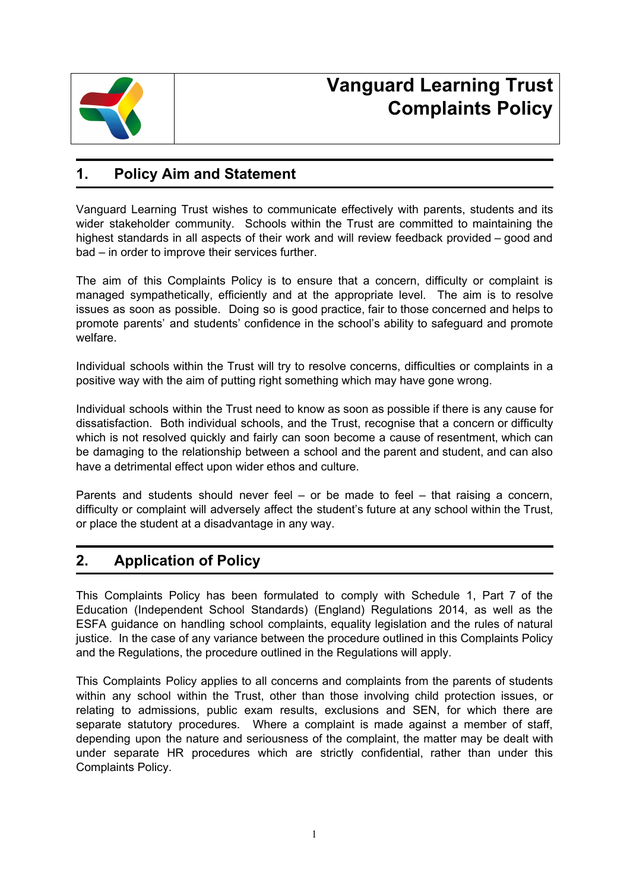# Vanguard Learning Trust Complaints Policy

## 1. Policy Aim and Statement

Vanguard Learning Trust wishes to communicate effectively with parents, students and its wider stakeholder community. Schools within the Trust are committed to maintaining the highest standards in all aspects of their work and will review feedback provided – good and bad – in order to improve their services further.

The aim of this Complaints Policy is to ensure that a concern, difficulty or complaint is managed sympathetically, efficiently and at the appropriate level. The aim is to resolve issues as soon as possible. Doing so is good practice, fair to those concerned and helps to promote parents' and students' confidence in the school's ability to safeguard and promote welfare.

Individual schools within the Trust will try to resolve concerns, difficulties or complaints in a positive way with the aim of putting right something which may have gone wrong.

Individual schools within the Trust need to know as soon as possible if there is any cause for dissatisfaction. Both individual schools, and the Trust, recognise that a concern or difficulty which is not resolved quickly and fairly can soon become a cause of resentment, which can be damaging to the relationship between a school and the parent and student, and can also have a detrimental effect upon wider ethos and culture.

Parents and students should never feel – or be made to feel – that raising a concern, difficulty or complaint will adversely affect the student's future at any school within the Trust, or place the student at a disadvantage in any way.

## 2. Application of Policy

This Complaints Policy has been formulated to comply with Schedule 1, Part 7 of the Education (Independent School Standards) (England) Regulations 2014, as well as the ESFA guidance on handling school complaints, equality legislation and the rules of natural justice. In the case of any variance between the procedure outlined in this Complaints Policy and the Regulations, the procedure outlined in the Regulations will apply.

This Complaints Policy applies to all concerns and complaints from the parents of students within any school within the Trust, other than those involving child protection issues, or relating to admissions, public exam results, exclusions and SEN, for which there are separate statutory procedures. Where a complaint is made against a member of staff, depending upon the nature and seriousness of the complaint, the matter may be dealt with under separate HR procedures which are strictly confidential, rather than under this Complaints Policy.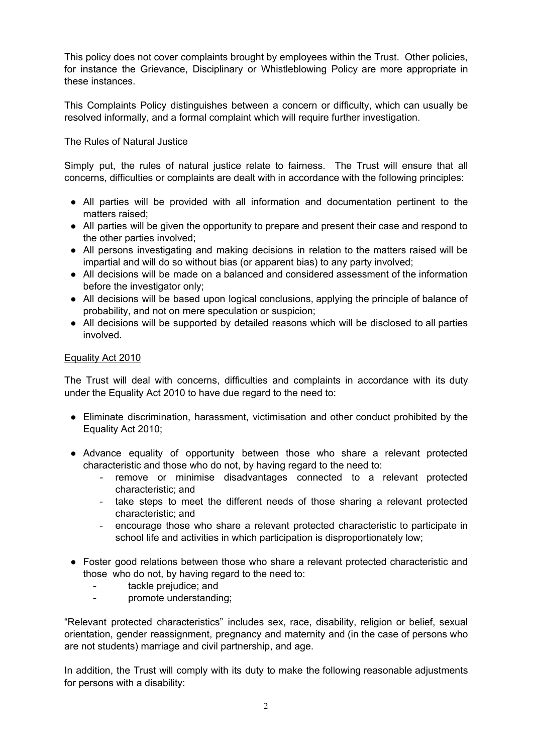This policy does not cover complaints brought by employees within the Trust. Other policies, for instance the Grievance, Disciplinary or Whistleblowing Policy are more appropriate in these instances.

This Complaints Policy distinguishes between a concern or difficulty, which can usually be resolved informally, and a formal complaint which will require further investigation.

## The Rules of Natural Justice

Simply put, the rules of natural justice relate to fairness. The Trust will ensure that all concerns, difficulties or complaints are dealt with in accordance with the following principles:

- All parties will be provided with all information and documentation pertinent to the matters raised;
- All parties will be given the opportunity to prepare and present their case and respond to the other parties involved;
- All persons investigating and making decisions in relation to the matters raised will be impartial and will do so without bias (or apparent bias) to any party involved;
- All decisions will be made on a balanced and considered assessment of the information before the investigator only;
- All decisions will be based upon logical conclusions, applying the principle of balance of probability, and not on mere speculation or suspicion;
- All decisions will be supported by detailed reasons which will be disclosed to all parties involved.

## Equality Act 2010

The Trust will deal with concerns, difficulties and complaints in accordance with its duty under the Equality Act 2010 to have due regard to the need to:

- Eliminate discrimination, harassment, victimisation and other conduct prohibited by the Equality Act 2010;
- Advance equality of opportunity between those who share a relevant protected characteristic and those who do not, by having regard to the need to:
  - remove or minimise disadvantages connected to a relevant protected characteristic; and
  - take steps to meet the different needs of those sharing a relevant protected characteristic; and
  - encourage those who share a relevant protected characteristic to participate in school life and activities in which participation is disproportionately low;
- Foster good relations between those who share a relevant protected characteristic and those who do not, by having regard to the need to:
  - tackle prejudice; and
  - promote understanding;

"Relevant protected characteristics" includes sex, race, disability, religion or belief, sexual orientation, gender reassignment, pregnancy and maternity and (in the case of persons who are not students) marriage and civil partnership, and age.

In addition, the Trust will comply with its duty to make the following reasonable adjustments for persons with a disability: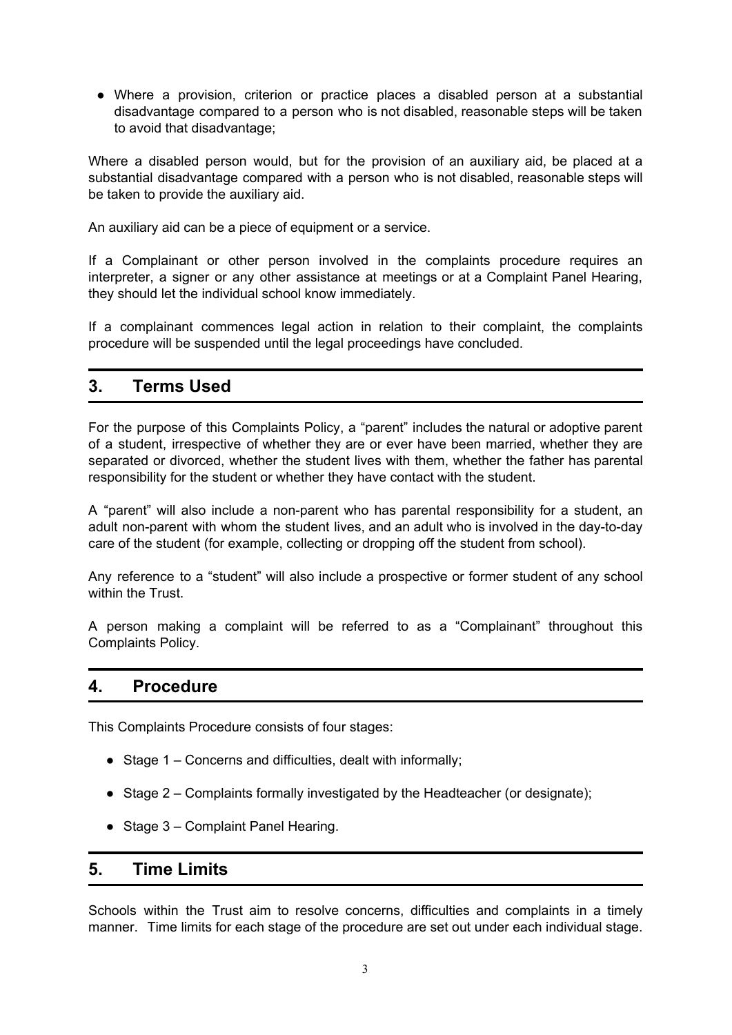- Where a provision, criterion or practice places a disabled person at a substantial disadvantage compared to a person who is not disabled, reasonable steps will be taken to avoid that disadvantage;

Where a disabled person would, but for the provision of an auxiliary aid, be placed at a substantial disadvantage compared with a person who is not disabled, reasonable steps will be taken to provide the auxiliary aid.

An auxiliary aid can be a piece of equipment or a service.

If a Complainant or other person involved in the complaints procedure requires an interpreter, a signer or any other assistance at meetings or at a Complaint Panel Hearing, they should let the individual school know immediately.

If a complainant commences legal action in relation to their complaint, the complaints procedure will be suspended until the legal proceedings have concluded.

## 3. Terms Used

For the purpose of this Complaints Policy, a "parent" includes the natural or adoptive parent of a student, irrespective of whether they are or ever have been married, whether they are separated or divorced, whether the student lives with them, whether the father has parental responsibility for the student or whether they have contact with the student.

A "parent" will also include a non-parent who has parental responsibility for a student, an adult non-parent with whom the student lives, and an adult who is involved in the day-to-day care of the student (for example, collecting or dropping off the student from school).

Any reference to a "student" will also include a prospective or former student of any school within the Trust.

A person making a complaint will be referred to as a "Complainant" throughout this Complaints Policy.

## 4. Procedure

This Complaints Procedure consists of four stages:

- Stage 1 – Concerns and difficulties, dealt with informally;
- Stage 2 – Complaints formally investigated by the Headteacher (or designate);
- Stage 3 – Complaint Panel Hearing.

## 5. Time Limits

Schools within the Trust aim to resolve concerns, difficulties and complaints in a timely manner. Time limits for each stage of the procedure are set out under each individual stage.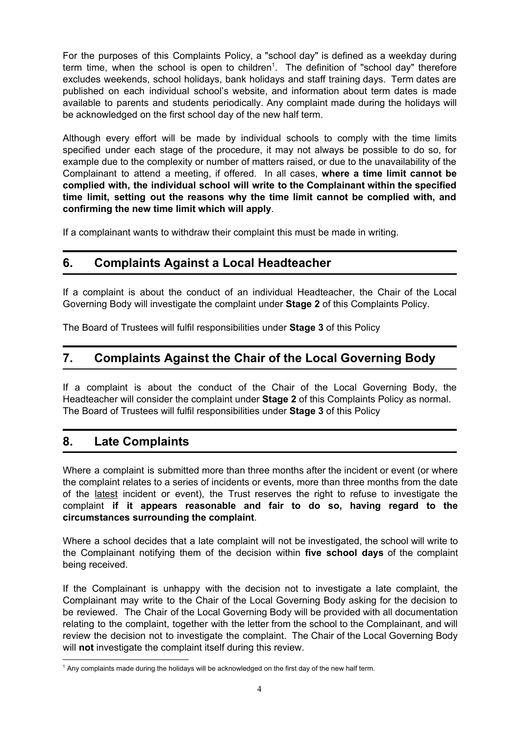For the purposes of this Complaints Policy, a "school day" is defined as a weekday during term time, when the school is open to children[1]. The definition of "school day" therefore excludes weekends, school holidays, bank holidays and staff training days. Term dates are published on each individual school's website, and information about term dates is made available to parents and students periodically. Any complaint made during the holidays will be acknowledged on the first school day of the new half term.

Although every effort will be made by individual schools to comply with the time limits specified under each stage of the procedure, it may not always be possible to do so, for example due to the complexity or number of matters raised, or due to the unavailability of the Complainant to attend a meeting, if offered. In all cases, **where a time limit cannot be complied with, the individual school will write to the Complainant within the specified time limit, setting out the reasons why the time limit cannot be complied with, and confirming the new time limit which will apply**.

If a complainant wants to withdraw their complaint this must be made in writing.

## 6. Complaints Against a Local Headteacher

If a complaint is about the conduct of an individual Headteacher, the Chair of the Local Governing Body will investigate the complaint under **Stage 2** of this Complaints Policy.

The Board of Trustees will fulfil responsibilities under **Stage 3** of this Policy

## 7. Complaints Against the Chair of the Local Governing Body

If a complaint is about the conduct of the Chair of the Local Governing Body, the Headteacher will consider the complaint under **Stage 2** of this Complaints Policy as normal. The Board of Trustees will fulfil responsibilities under **Stage 3** of this Policy

## 8. Late Complaints

Where a complaint is submitted more than three months after the incident or event (or where the complaint relates to a series of incidents or events, more than three months from the date of the latest incident or event), the Trust reserves the right to refuse to investigate the complaint **if it appears reasonable and fair to do so, having regard to the circumstances surrounding the complaint**.

Where a school decides that a late complaint will not be investigated, the school will write to the Complainant notifying them of the decision within **five school days** of the complaint being received.

If the Complainant is unhappy with the decision not to investigate a late complaint, the Complainant may write to the Chair of the Local Governing Body asking for the decision to be reviewed. The Chair of the Local Governing Body will be provided with all documentation relating to the complaint, together with the letter from the school to the Complainant, and will review the decision not to investigate the complaint. The Chair of the Local Governing Body will **not** investigate the complaint itself during this review.

[1] Any complaints made during the holidays will be acknowledged on the first day of the new half term.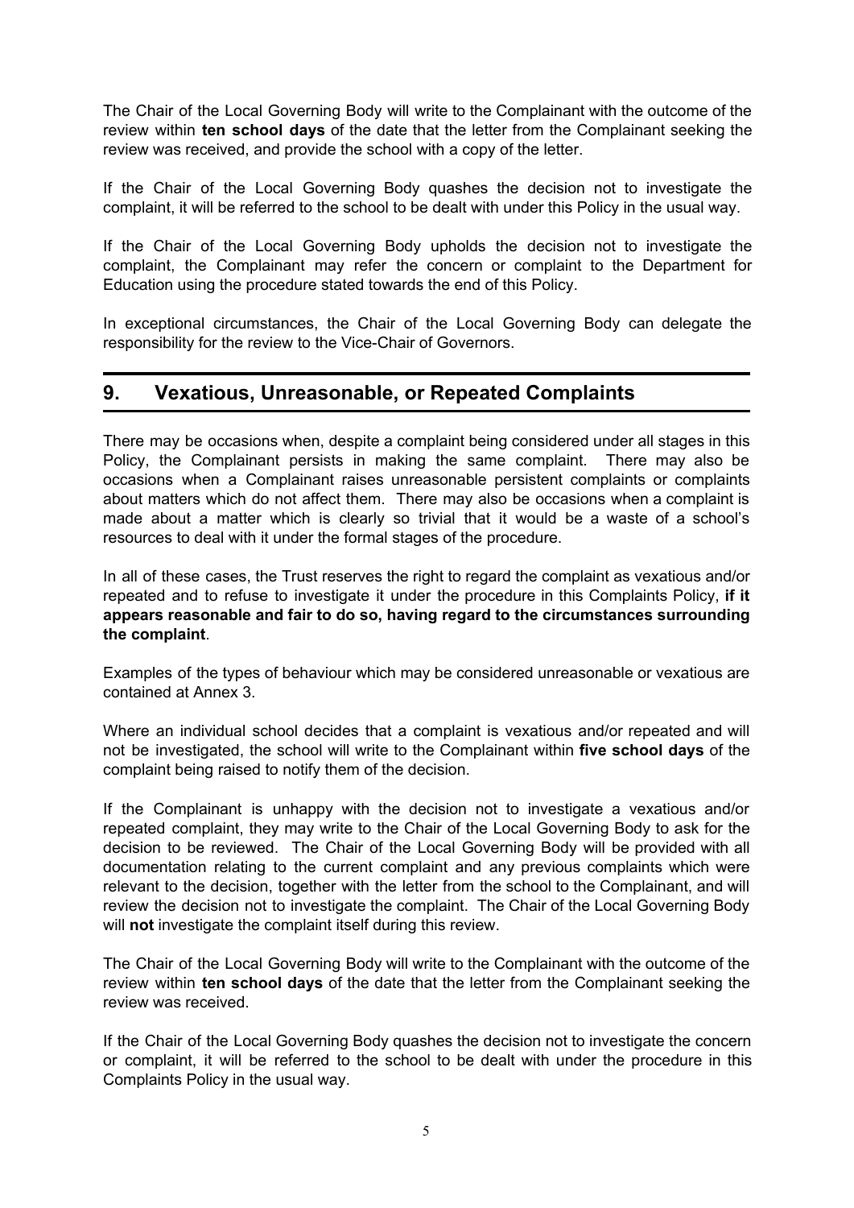The Chair of the Local Governing Body will write to the Complainant with the outcome of the review within **ten school days** of the date that the letter from the Complainant seeking the review was received, and provide the school with a copy of the letter.

If the Chair of the Local Governing Body quashes the decision not to investigate the complaint, it will be referred to the school to be dealt with under this Policy in the usual way.

If the Chair of the Local Governing Body upholds the decision not to investigate the complaint, the Complainant may refer the concern or complaint to the Department for Education using the procedure stated towards the end of this Policy.

In exceptional circumstances, the Chair of the Local Governing Body can delegate the responsibility for the review to the Vice-Chair of Governors.

## 9. Vexatious, Unreasonable, or Repeated Complaints

There may be occasions when, despite a complaint being considered under all stages in this Policy, the Complainant persists in making the same complaint. There may also be occasions when a Complainant raises unreasonable persistent complaints or complaints about matters which do not affect them. There may also be occasions when a complaint is made about a matter which is clearly so trivial that it would be a waste of a school's resources to deal with it under the formal stages of the procedure.

In all of these cases, the Trust reserves the right to regard the complaint as vexatious and/or repeated and to refuse to investigate it under the procedure in this Complaints Policy, **if it appears reasonable and fair to do so, having regard to the circumstances surrounding the complaint**.

Examples of the types of behaviour which may be considered unreasonable or vexatious are contained at Annex 3.

Where an individual school decides that a complaint is vexatious and/or repeated and will not be investigated, the school will write to the Complainant within **five school days** of the complaint being raised to notify them of the decision.

If the Complainant is unhappy with the decision not to investigate a vexatious and/or repeated complaint, they may write to the Chair of the Local Governing Body to ask for the decision to be reviewed. The Chair of the Local Governing Body will be provided with all documentation relating to the current complaint and any previous complaints which were relevant to the decision, together with the letter from the school to the Complainant, and will review the decision not to investigate the complaint. The Chair of the Local Governing Body will **not** investigate the complaint itself during this review.

The Chair of the Local Governing Body will write to the Complainant with the outcome of the review within **ten school days** of the date that the letter from the Complainant seeking the review was received.

If the Chair of the Local Governing Body quashes the decision not to investigate the concern or complaint, it will be referred to the school to be dealt with under the procedure in this Complaints Policy in the usual way.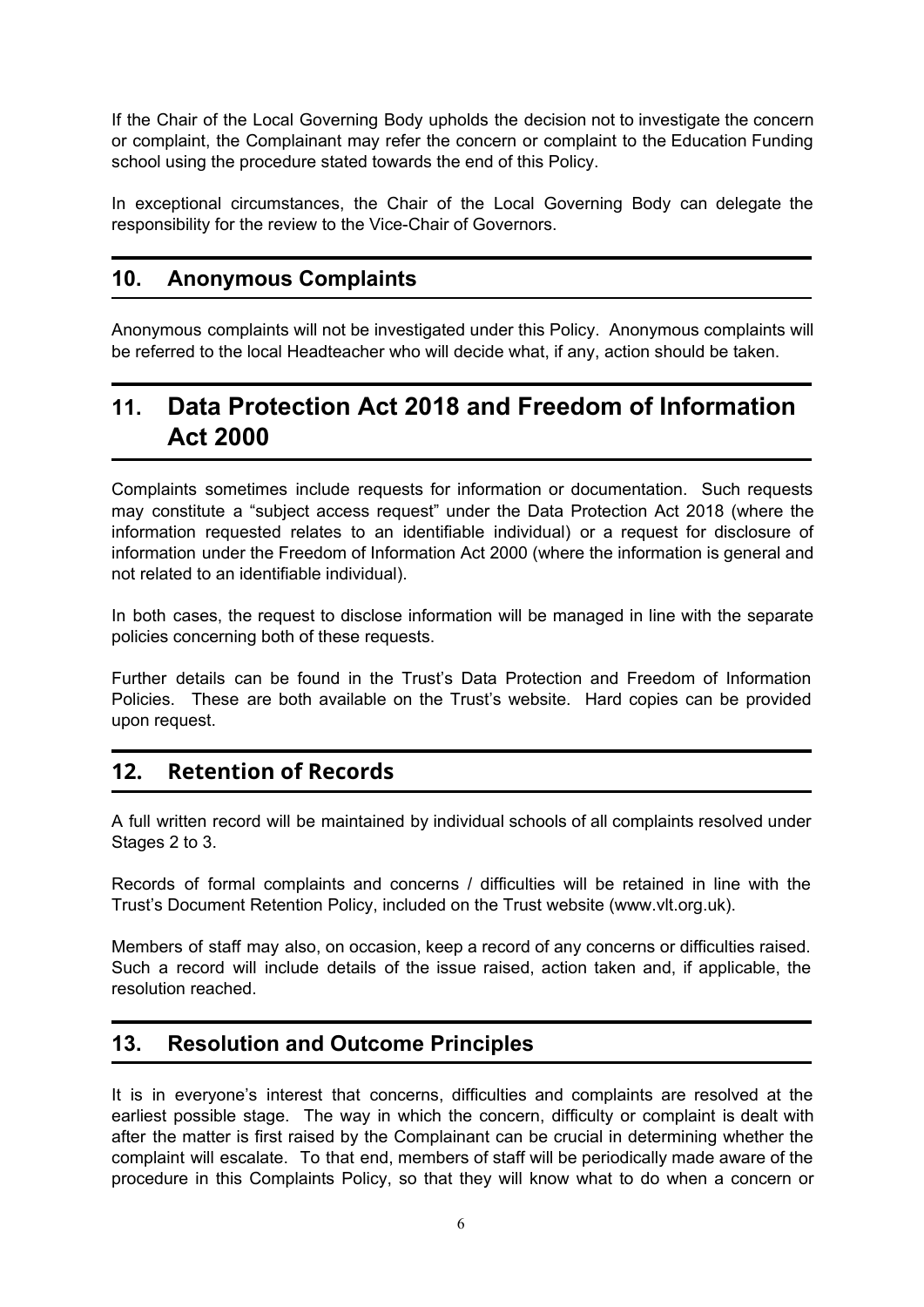If the Chair of the Local Governing Body upholds the decision not to investigate the concern or complaint, the Complainant may refer the concern or complaint to the Education Funding school using the procedure stated towards the end of this Policy.

In exceptional circumstances, the Chair of the Local Governing Body can delegate the responsibility for the review to the Vice-Chair of Governors.

## 10. Anonymous Complaints

Anonymous complaints will not be investigated under this Policy. Anonymous complaints will be referred to the local Headteacher who will decide what, if any, action should be taken.

## 11. Data Protection Act 2018 and Freedom of Information Act 2000

Complaints sometimes include requests for information or documentation. Such requests may constitute a "subject access request" under the Data Protection Act 2018 (where the information requested relates to an identifiable individual) or a request for disclosure of information under the Freedom of Information Act 2000 (where the information is general and not related to an identifiable individual).

In both cases, the request to disclose information will be managed in line with the separate policies concerning both of these requests.

Further details can be found in the Trust's Data Protection and Freedom of Information Policies. These are both available on the Trust's website. Hard copies can be provided upon request.

## 12. Retention of Records

A full written record will be maintained by individual schools of all complaints resolved under Stages 2 to 3.

Records of formal complaints and concerns / difficulties will be retained in line with the Trust's Document Retention Policy, included on the Trust website (www.vlt.org.uk).

Members of staff may also, on occasion, keep a record of any concerns or difficulties raised. Such a record will include details of the issue raised, action taken and, if applicable, the resolution reached.

## 13. Resolution and Outcome Principles

It is in everyone's interest that concerns, difficulties and complaints are resolved at the earliest possible stage. The way in which the concern, difficulty or complaint is dealt with after the matter is first raised by the Complainant can be crucial in determining whether the complaint will escalate. To that end, members of staff will be periodically made aware of the procedure in this Complaints Policy, so that they will know what to do when a concern or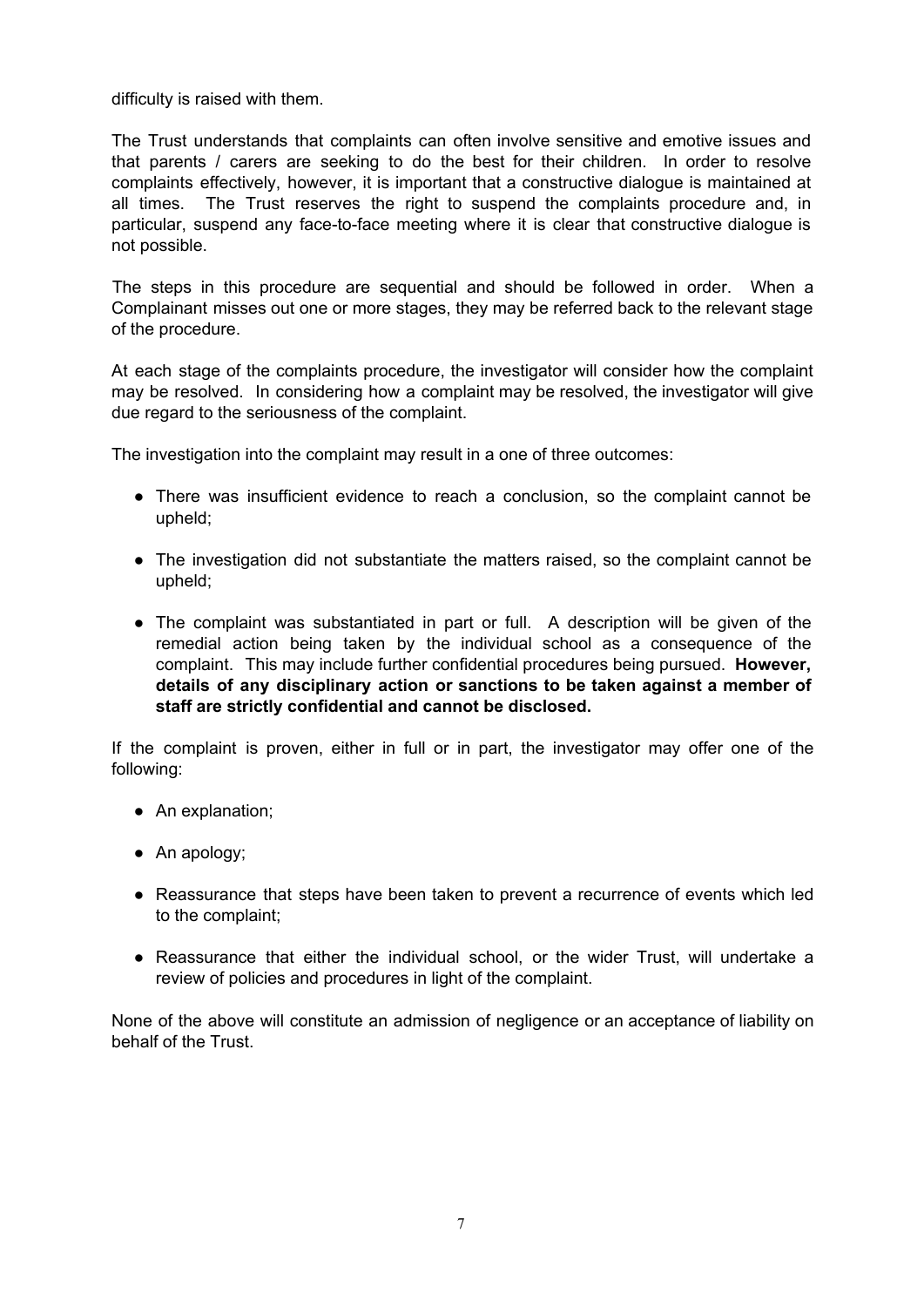difficulty is raised with them.

The Trust understands that complaints can often involve sensitive and emotive issues and that parents / carers are seeking to do the best for their children. In order to resolve complaints effectively, however, it is important that a constructive dialogue is maintained at all times. The Trust reserves the right to suspend the complaints procedure and, in particular, suspend any face-to-face meeting where it is clear that constructive dialogue is not possible.

The steps in this procedure are sequential and should be followed in order. When a Complainant misses out one or more stages, they may be referred back to the relevant stage of the procedure.

At each stage of the complaints procedure, the investigator will consider how the complaint may be resolved. In considering how a complaint may be resolved, the investigator will give due regard to the seriousness of the complaint.

The investigation into the complaint may result in a one of three outcomes:

- There was insufficient evidence to reach a conclusion, so the complaint cannot be upheld;
- The investigation did not substantiate the matters raised, so the complaint cannot be upheld;
- The complaint was substantiated in part or full. A description will be given of the remedial action being taken by the individual school as a consequence of the complaint. This may include further confidential procedures being pursued. **However, details of any disciplinary action or sanctions to be taken against a member of staff are strictly confidential and cannot be disclosed.**

If the complaint is proven, either in full or in part, the investigator may offer one of the following:

- An explanation;
- An apology;
- Reassurance that steps have been taken to prevent a recurrence of events which led to the complaint;
- Reassurance that either the individual school, or the wider Trust, will undertake a review of policies and procedures in light of the complaint.

None of the above will constitute an admission of negligence or an acceptance of liability on behalf of the Trust.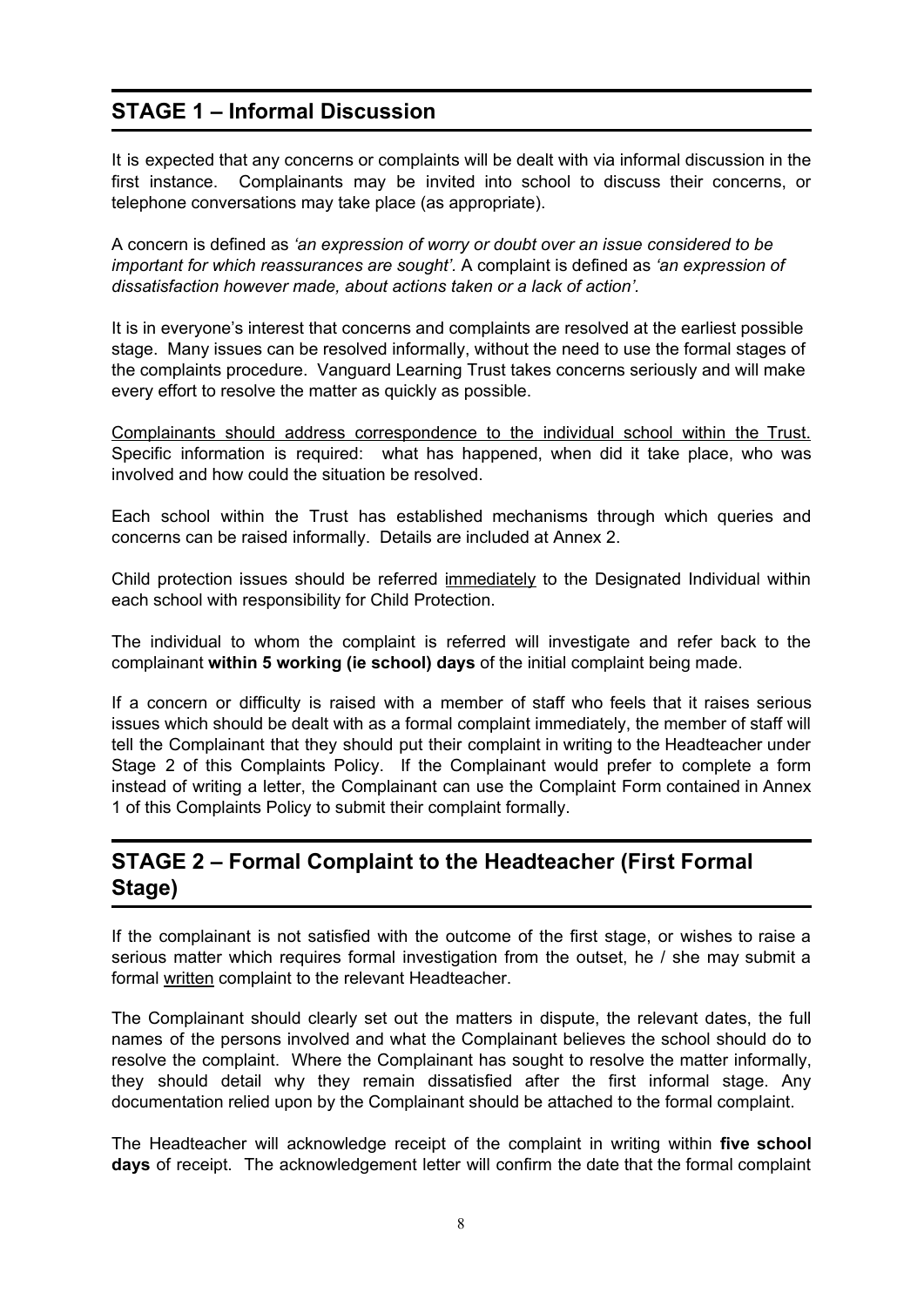## STAGE 1 – Informal Discussion

It is expected that any concerns or complaints will be dealt with via informal discussion in the first instance. Complainants may be invited into school to discuss their concerns, or telephone conversations may take place (as appropriate).

A concern is defined as *'an expression of worry or doubt over an issue considered to be important for which reassurances are sought'.* A complaint is defined as *'an expression of dissatisfaction however made, about actions taken or a lack of action'.*

It is in everyone's interest that concerns and complaints are resolved at the earliest possible stage. Many issues can be resolved informally, without the need to use the formal stages of the complaints procedure. Vanguard Learning Trust takes concerns seriously and will make every effort to resolve the matter as quickly as possible.

<u>Complainants should address correspondence to the individual school within the Trust.</u> Specific information is required: what has happened, when did it take place, who was involved and how could the situation be resolved.

Each school within the Trust has established mechanisms through which queries and concerns can be raised informally. Details are included at Annex 2.

Child protection issues should be referred <u>immediately</u> to the Designated Individual within each school with responsibility for Child Protection.

The individual to whom the complaint is referred will investigate and refer back to the complainant **within 5 working (ie school) days** of the initial complaint being made.

If a concern or difficulty is raised with a member of staff who feels that it raises serious issues which should be dealt with as a formal complaint immediately, the member of staff will tell the Complainant that they should put their complaint in writing to the Headteacher under Stage 2 of this Complaints Policy. If the Complainant would prefer to complete a form instead of writing a letter, the Complainant can use the Complaint Form contained in Annex 1 of this Complaints Policy to submit their complaint formally.

## STAGE 2 – Formal Complaint to the Headteacher (First Formal Stage)

If the complainant is not satisfied with the outcome of the first stage, or wishes to raise a serious matter which requires formal investigation from the outset, he / she may submit a formal <u>written</u> complaint to the relevant Headteacher.

The Complainant should clearly set out the matters in dispute, the relevant dates, the full names of the persons involved and what the Complainant believes the school should do to resolve the complaint. Where the Complainant has sought to resolve the matter informally, they should detail why they remain dissatisfied after the first informal stage. Any documentation relied upon by the Complainant should be attached to the formal complaint.

The Headteacher will acknowledge receipt of the complaint in writing within **five school days** of receipt. The acknowledgement letter will confirm the date that the formal complaint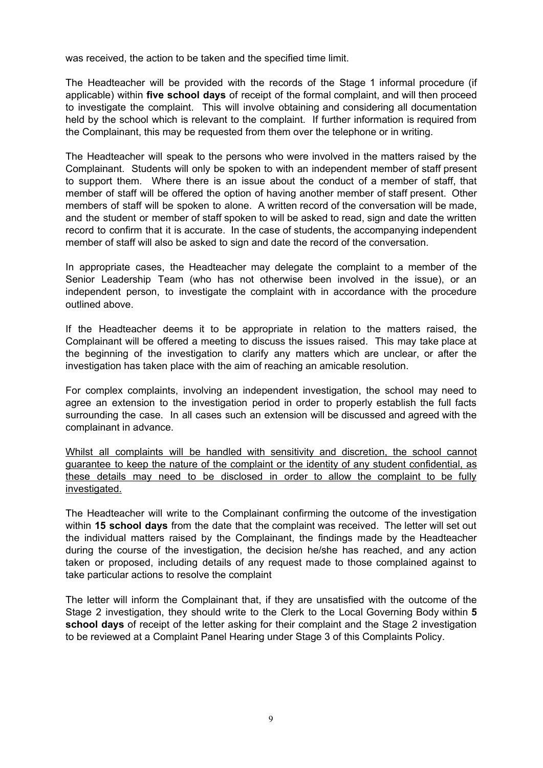was received, the action to be taken and the specified time limit.

The Headteacher will be provided with the records of the Stage 1 informal procedure (if applicable) within **five school days** of receipt of the formal complaint, and will then proceed to investigate the complaint. This will involve obtaining and considering all documentation held by the school which is relevant to the complaint. If further information is required from the Complainant, this may be requested from them over the telephone or in writing.

The Headteacher will speak to the persons who were involved in the matters raised by the Complainant. Students will only be spoken to with an independent member of staff present to support them. Where there is an issue about the conduct of a member of staff, that member of staff will be offered the option of having another member of staff present. Other members of staff will be spoken to alone. A written record of the conversation will be made, and the student or member of staff spoken to will be asked to read, sign and date the written record to confirm that it is accurate. In the case of students, the accompanying independent member of staff will also be asked to sign and date the record of the conversation.

In appropriate cases, the Headteacher may delegate the complaint to a member of the Senior Leadership Team (who has not otherwise been involved in the issue), or an independent person, to investigate the complaint with in accordance with the procedure outlined above.

If the Headteacher deems it to be appropriate in relation to the matters raised, the Complainant will be offered a meeting to discuss the issues raised. This may take place at the beginning of the investigation to clarify any matters which are unclear, or after the investigation has taken place with the aim of reaching an amicable resolution.

For complex complaints, involving an independent investigation, the school may need to agree an extension to the investigation period in order to properly establish the full facts surrounding the case. In all cases such an extension will be discussed and agreed with the complainant in advance.

<u>Whilst all complaints will be handled with sensitivity and discretion, the school cannot guarantee to keep the nature of the complaint or the identity of any student confidential, as these details may need to be disclosed in order to allow the complaint to be fully investigated.</u>

The Headteacher will write to the Complainant confirming the outcome of the investigation within **15 school days** from the date that the complaint was received. The letter will set out the individual matters raised by the Complainant, the findings made by the Headteacher during the course of the investigation, the decision he/she has reached, and any action taken or proposed, including details of any request made to those complained against to take particular actions to resolve the complaint

The letter will inform the Complainant that, if they are unsatisfied with the outcome of the Stage 2 investigation, they should write to the Clerk to the Local Governing Body within **5 school days** of receipt of the letter asking for their complaint and the Stage 2 investigation to be reviewed at a Complaint Panel Hearing under Stage 3 of this Complaints Policy.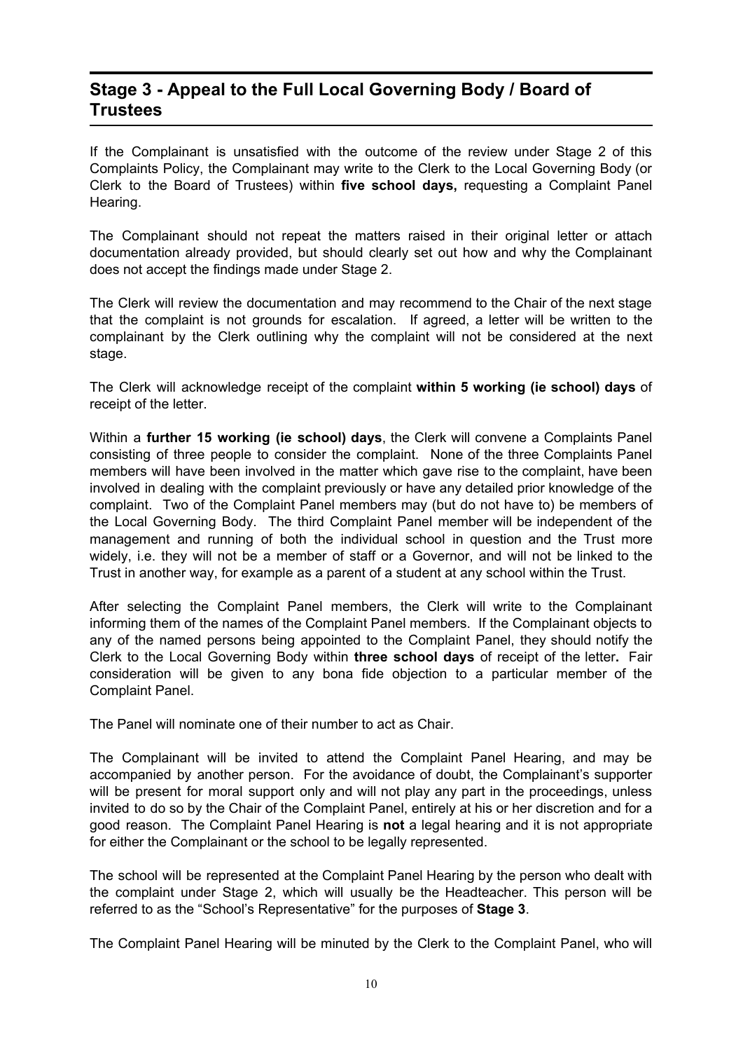## Stage 3 - Appeal to the Full Local Governing Body / Board of Trustees

If the Complainant is unsatisfied with the outcome of the review under Stage 2 of this Complaints Policy, the Complainant may write to the Clerk to the Local Governing Body (or Clerk to the Board of Trustees) within **five school days,** requesting a Complaint Panel Hearing.

The Complainant should not repeat the matters raised in their original letter or attach documentation already provided, but should clearly set out how and why the Complainant does not accept the findings made under Stage 2.

The Clerk will review the documentation and may recommend to the Chair of the next stage that the complaint is not grounds for escalation. If agreed, a letter will be written to the complainant by the Clerk outlining why the complaint will not be considered at the next stage.

The Clerk will acknowledge receipt of the complaint **within 5 working (ie school) days** of receipt of the letter.

Within a **further 15 working (ie school) days**, the Clerk will convene a Complaints Panel consisting of three people to consider the complaint. None of the three Complaints Panel members will have been involved in the matter which gave rise to the complaint, have been involved in dealing with the complaint previously or have any detailed prior knowledge of the complaint. Two of the Complaint Panel members may (but do not have to) be members of the Local Governing Body. The third Complaint Panel member will be independent of the management and running of both the individual school in question and the Trust more widely, i.e. they will not be a member of staff or a Governor, and will not be linked to the Trust in another way, for example as a parent of a student at any school within the Trust.

After selecting the Complaint Panel members, the Clerk will write to the Complainant informing them of the names of the Complaint Panel members. If the Complainant objects to any of the named persons being appointed to the Complaint Panel, they should notify the Clerk to the Local Governing Body within **three school days** of receipt of the letter**.** Fair consideration will be given to any bona fide objection to a particular member of the Complaint Panel.

The Panel will nominate one of their number to act as Chair.

The Complainant will be invited to attend the Complaint Panel Hearing, and may be accompanied by another person. For the avoidance of doubt, the Complainant's supporter will be present for moral support only and will not play any part in the proceedings, unless invited to do so by the Chair of the Complaint Panel, entirely at his or her discretion and for a good reason. The Complaint Panel Hearing is **not** a legal hearing and it is not appropriate for either the Complainant or the school to be legally represented.

The school will be represented at the Complaint Panel Hearing by the person who dealt with the complaint under Stage 2, which will usually be the Headteacher. This person will be referred to as the "School's Representative" for the purposes of **Stage 3**.

The Complaint Panel Hearing will be minuted by the Clerk to the Complaint Panel, who will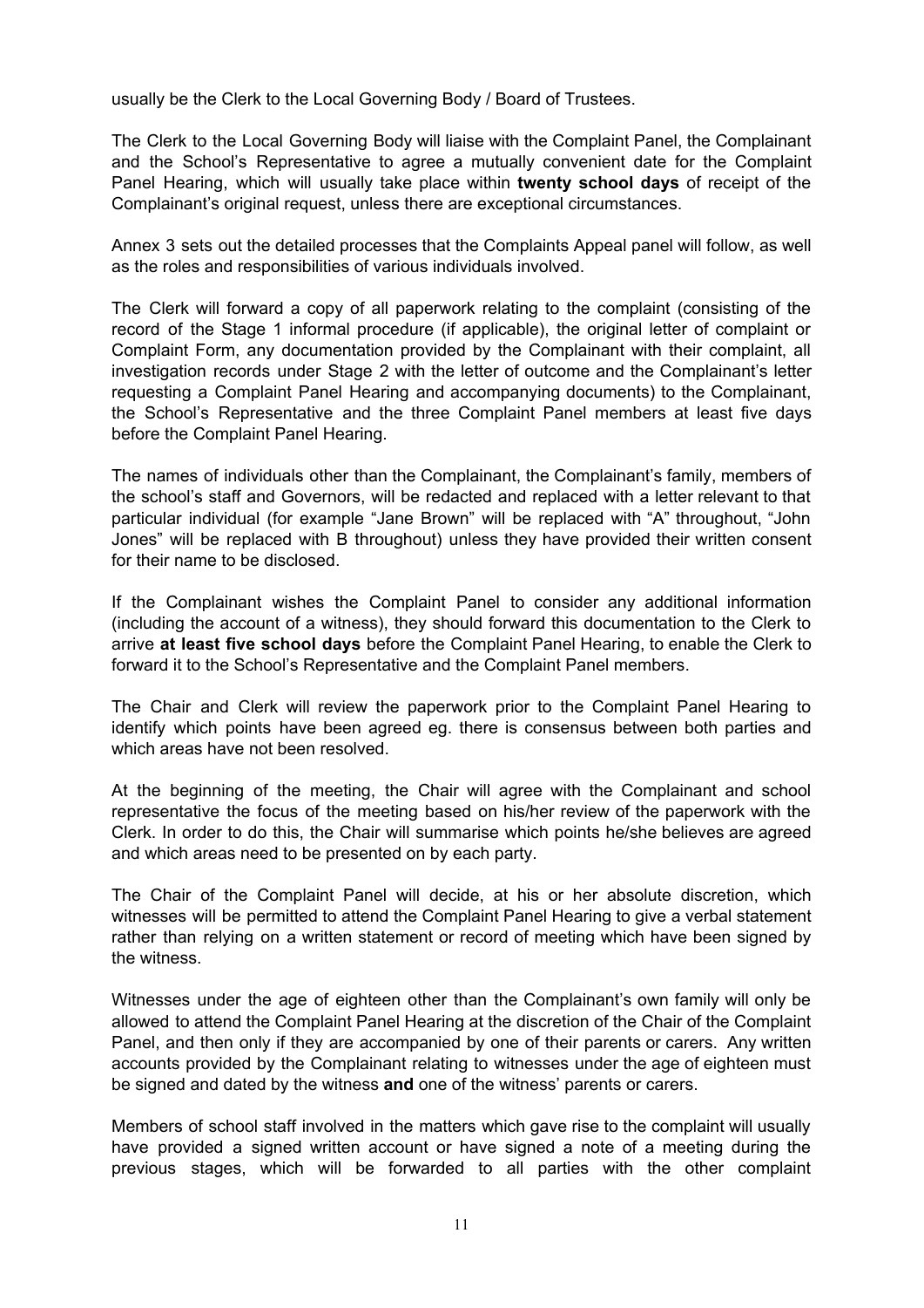usually be the Clerk to the Local Governing Body / Board of Trustees.

The Clerk to the Local Governing Body will liaise with the Complaint Panel, the Complainant and the School's Representative to agree a mutually convenient date for the Complaint Panel Hearing, which will usually take place within **twenty school days** of receipt of the Complainant's original request, unless there are exceptional circumstances.

Annex 3 sets out the detailed processes that the Complaints Appeal panel will follow, as well as the roles and responsibilities of various individuals involved.

The Clerk will forward a copy of all paperwork relating to the complaint (consisting of the record of the Stage 1 informal procedure (if applicable), the original letter of complaint or Complaint Form, any documentation provided by the Complainant with their complaint, all investigation records under Stage 2 with the letter of outcome and the Complainant's letter requesting a Complaint Panel Hearing and accompanying documents) to the Complainant, the School's Representative and the three Complaint Panel members at least five days before the Complaint Panel Hearing.

The names of individuals other than the Complainant, the Complainant's family, members of the school's staff and Governors, will be redacted and replaced with a letter relevant to that particular individual (for example "Jane Brown" will be replaced with "A" throughout, "John Jones" will be replaced with B throughout) unless they have provided their written consent for their name to be disclosed.

If the Complainant wishes the Complaint Panel to consider any additional information (including the account of a witness), they should forward this documentation to the Clerk to arrive **at least five school days** before the Complaint Panel Hearing, to enable the Clerk to forward it to the School's Representative and the Complaint Panel members.

The Chair and Clerk will review the paperwork prior to the Complaint Panel Hearing to identify which points have been agreed eg. there is consensus between both parties and which areas have not been resolved.

At the beginning of the meeting, the Chair will agree with the Complainant and school representative the focus of the meeting based on his/her review of the paperwork with the Clerk. In order to do this, the Chair will summarise which points he/she believes are agreed and which areas need to be presented on by each party.

The Chair of the Complaint Panel will decide, at his or her absolute discretion, which witnesses will be permitted to attend the Complaint Panel Hearing to give a verbal statement rather than relying on a written statement or record of meeting which have been signed by the witness.

Witnesses under the age of eighteen other than the Complainant's own family will only be allowed to attend the Complaint Panel Hearing at the discretion of the Chair of the Complaint Panel, and then only if they are accompanied by one of their parents or carers. Any written accounts provided by the Complainant relating to witnesses under the age of eighteen must be signed and dated by the witness **and** one of the witness' parents or carers.

Members of school staff involved in the matters which gave rise to the complaint will usually have provided a signed written account or have signed a note of a meeting during the previous stages, which will be forwarded to all parties with the other complaint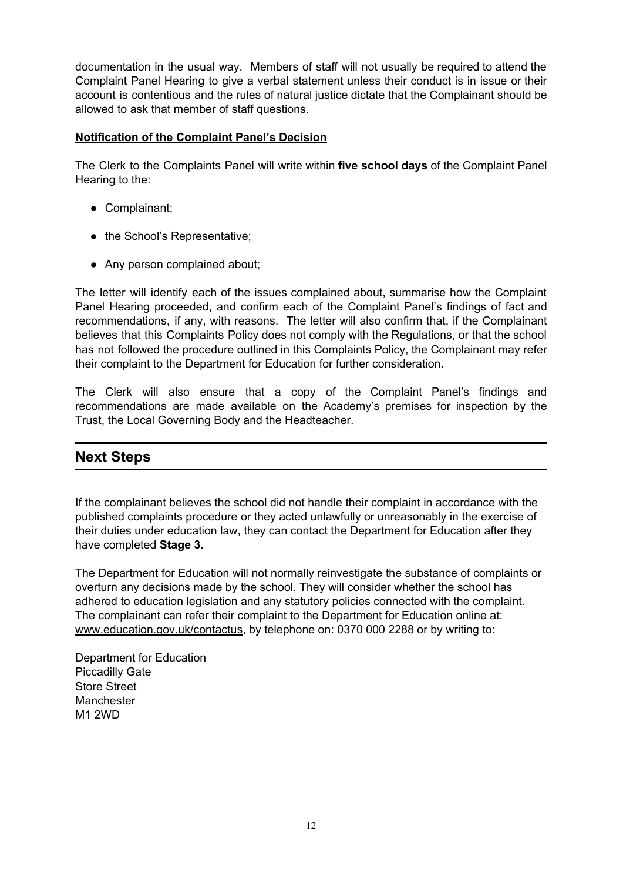documentation in the usual way. Members of staff will not usually be required to attend the Complaint Panel Hearing to give a verbal statement unless their conduct is in issue or their account is contentious and the rules of natural justice dictate that the Complainant should be allowed to ask that member of staff questions.

**Notification of the Complaint Panel's Decision**

The Clerk to the Complaints Panel will write within **five school days** of the Complaint Panel Hearing to the:

- Complainant;
- the School's Representative;
- Any person complained about;

The letter will identify each of the issues complained about, summarise how the Complaint Panel Hearing proceeded, and confirm each of the Complaint Panel's findings of fact and recommendations, if any, with reasons. The letter will also confirm that, if the Complainant believes that this Complaints Policy does not comply with the Regulations, or that the school has not followed the procedure outlined in this Complaints Policy, the Complainant may refer their complaint to the Department for Education for further consideration.

The Clerk will also ensure that a copy of the Complaint Panel's findings and recommendations are made available on the Academy's premises for inspection by the Trust, the Local Governing Body and the Headteacher.

## Next Steps

If the complainant believes the school did not handle their complaint in accordance with the published complaints procedure or they acted unlawfully or unreasonably in the exercise of their duties under education law, they can contact the Department for Education after they have completed **Stage 3**.

The Department for Education will not normally reinvestigate the substance of complaints or overturn any decisions made by the school. They will consider whether the school has adhered to education legislation and any statutory policies connected with the complaint. The complainant can refer their complaint to the Department for Education online at: www.education.gov.uk/contactus, by telephone on: 0370 000 2288 or by writing to:

Department for Education
Piccadilly Gate
Store Street
Manchester
M1 2WD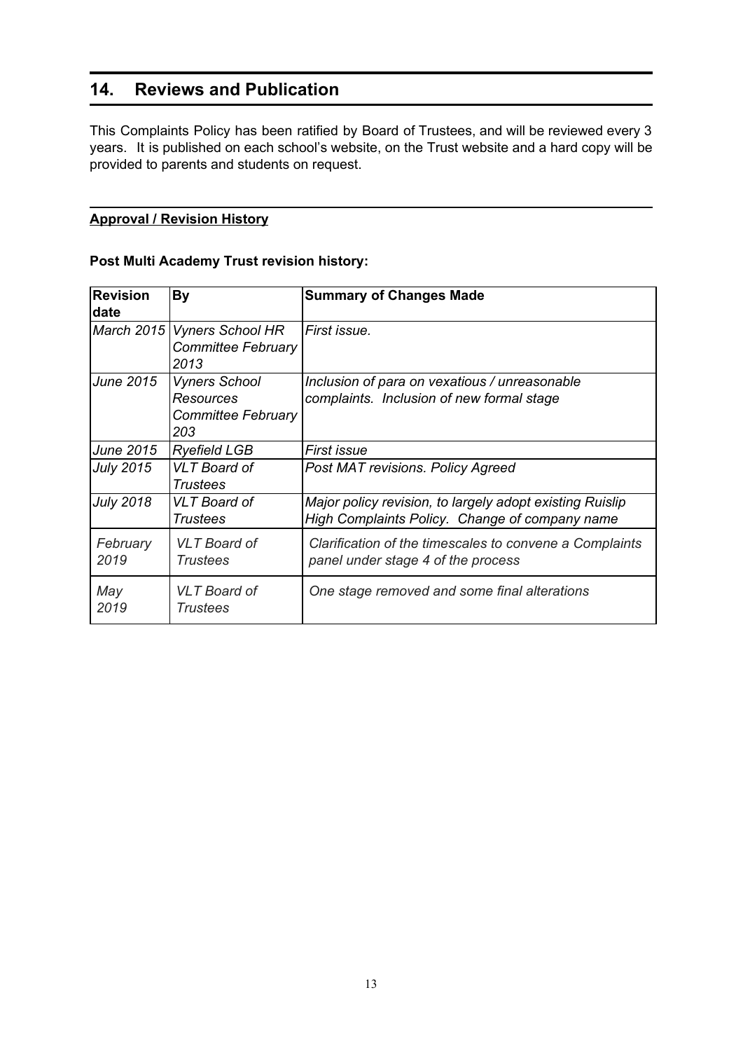## 14. Reviews and Publication

This Complaints Policy has been ratified by Board of Trustees, and will be reviewed every 3 years. It is published on each school's website, on the Trust website and a hard copy will be provided to parents and students on request.

**Approval / Revision History**

**Post Multi Academy Trust revision history:**

| Revision date | By | Summary of Changes Made |
|---|---|---|
| *March 2015* | *Vyners School HR Committee February 2013* | *First issue.* |
| *June 2015* | *Vyners School Resources Committee February 203* | *Inclusion of para on vexatious / unreasonable complaints. Inclusion of new formal stage* |
| *June 2015* | *Ryefield LGB* | *First issue* |
| *July 2015* | *VLT Board of Trustees* | *Post MAT revisions. Policy Agreed* |
| *July 2018* | *VLT Board of Trustees* | *Major policy revision, to largely adopt existing Ruislip High Complaints Policy. Change of company name* |
| *February 2019* | *VLT Board of Trustees* | *Clarification of the timescales to convene a Complaints panel under stage 4 of the process* |
| *May 2019* | *VLT Board of Trustees* | *One stage removed and some final alterations* |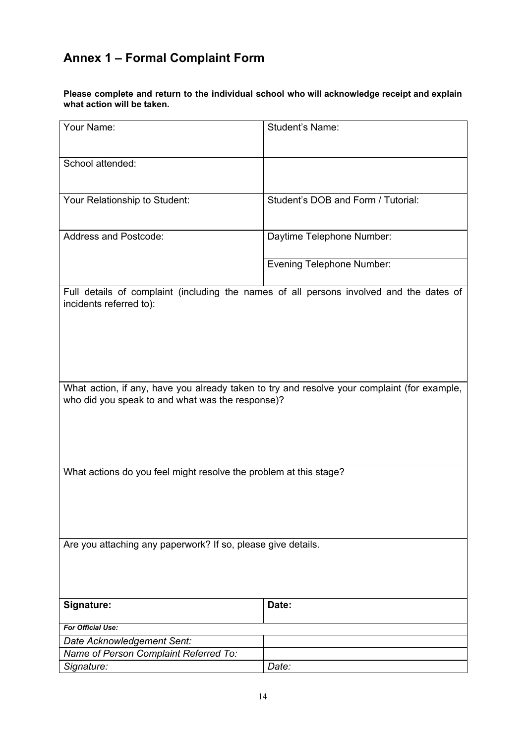## Annex 1 – Formal Complaint Form

**Please complete and return to the individual school who will acknowledge receipt and explain what action will be taken.**

| Your Name: | Student's Name: |
|---|---|
| School attended: | |
| Your Relationship to Student: | Student's DOB and Form / Tutorial: |
| Address and Postcode: | Daytime Telephone Number: |
| | Evening Telephone Number: |
| Full details of complaint (including the names of all persons involved and the dates of incidents referred to): | |
| What action, if any, have you already taken to try and resolve your complaint (for example, who did you speak to and what was the response)? | |
| What actions do you feel might resolve the problem at this stage? | |
| Are you attaching any paperwork? If so, please give details. | |
| **Signature:** | **Date:** |
| ***For Official Use:*** | |
| *Date Acknowledgement Sent:* | |
| *Name of Person Complaint Referred To:* | |
| *Signature:* | *Date:* |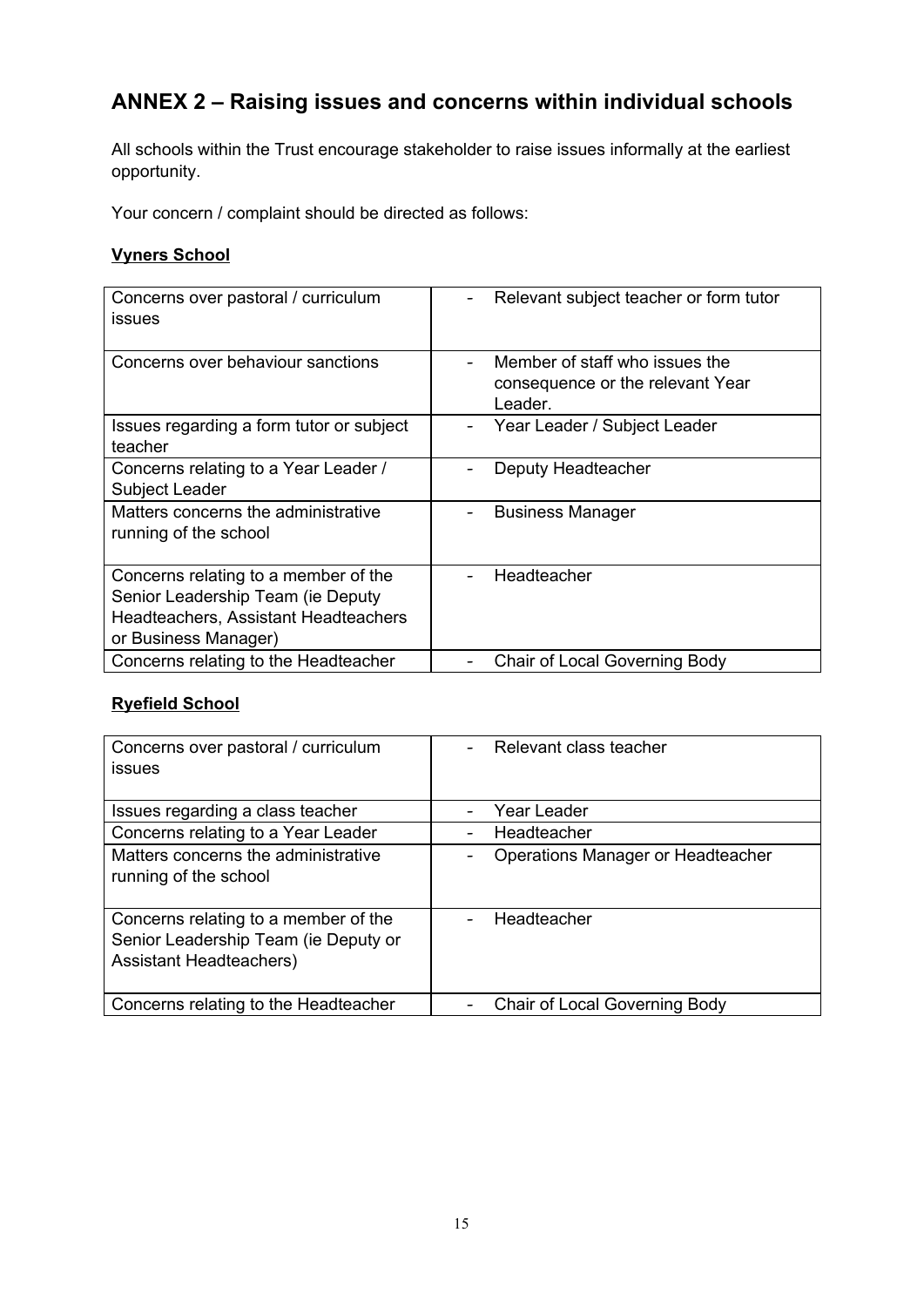## ANNEX 2 – Raising issues and concerns within individual schools

All schools within the Trust encourage stakeholder to raise issues informally at the earliest opportunity.

Your concern / complaint should be directed as follows:

### Vyners School

| | |
|---|---|
| Concerns over pastoral / curriculum issues | - Relevant subject teacher or form tutor |
| Concerns over behaviour sanctions | - Member of staff who issues the consequence or the relevant Year Leader. |
| Issues regarding a form tutor or subject teacher | - Year Leader / Subject Leader |
| Concerns relating to a Year Leader / Subject Leader | - Deputy Headteacher |
| Matters concerns the administrative running of the school | - Business Manager |
| Concerns relating to a member of the Senior Leadership Team (ie Deputy Headteachers, Assistant Headteachers or Business Manager) | - Headteacher |
| Concerns relating to the Headteacher | - Chair of Local Governing Body |

### Ryefield School

| | |
|---|---|
| Concerns over pastoral / curriculum issues | - Relevant class teacher |
| Issues regarding a class teacher | - Year Leader |
| Concerns relating to a Year Leader | - Headteacher |
| Matters concerns the administrative running of the school | - Operations Manager or Headteacher |
| Concerns relating to a member of the Senior Leadership Team (ie Deputy or Assistant Headteachers) | - Headteacher |
| Concerns relating to the Headteacher | - Chair of Local Governing Body |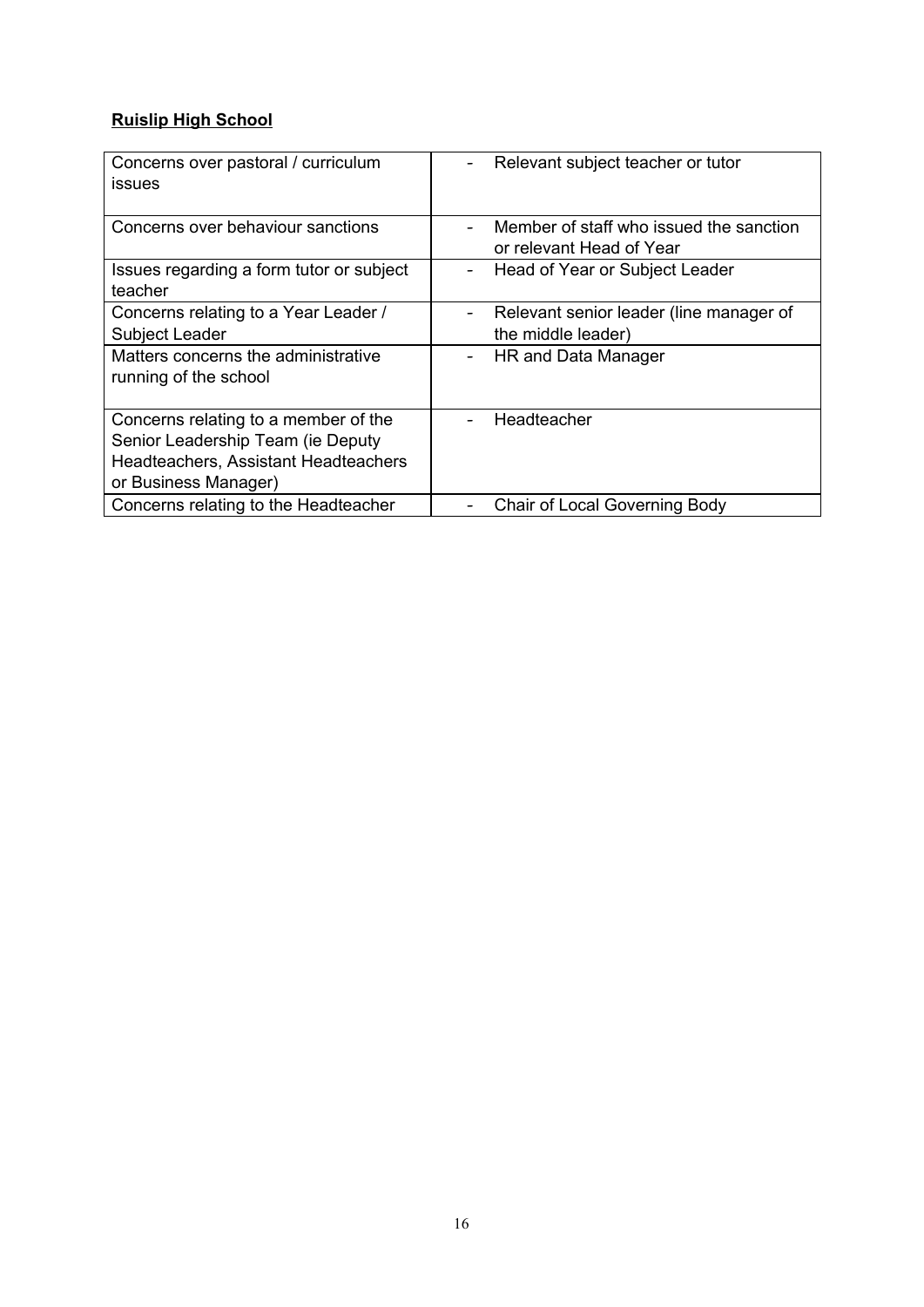**Ruislip High School**

| | |
|---|---|
| Concerns over pastoral / curriculum issues | - Relevant subject teacher or tutor |
| Concerns over behaviour sanctions | - Member of staff who issued the sanction or relevant Head of Year |
| Issues regarding a form tutor or subject teacher | - Head of Year or Subject Leader |
| Concerns relating to a Year Leader / Subject Leader | - Relevant senior leader (line manager of the middle leader) |
| Matters concerns the administrative running of the school | - HR and Data Manager |
| Concerns relating to a member of the Senior Leadership Team (ie Deputy Headteachers, Assistant Headteachers or Business Manager) | - Headteacher |
| Concerns relating to the Headteacher | - Chair of Local Governing Body |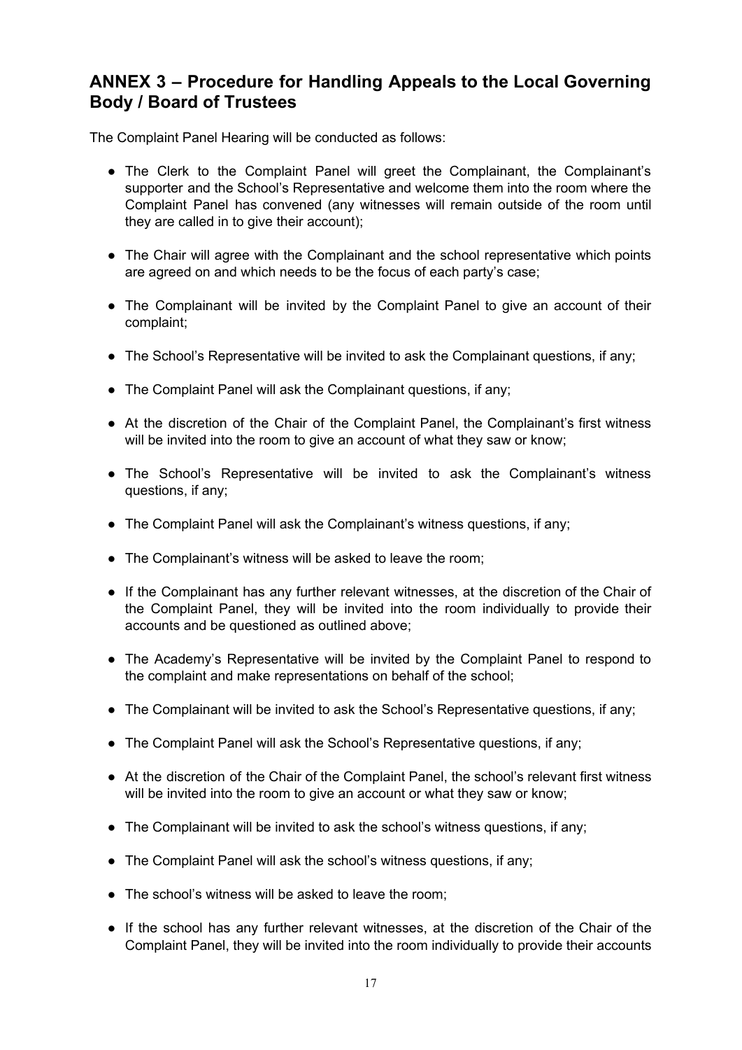## ANNEX 3 – Procedure for Handling Appeals to the Local Governing Body / Board of Trustees

The Complaint Panel Hearing will be conducted as follows:

- The Clerk to the Complaint Panel will greet the Complainant, the Complainant's supporter and the School's Representative and welcome them into the room where the Complaint Panel has convened (any witnesses will remain outside of the room until they are called in to give their account);
- The Chair will agree with the Complainant and the school representative which points are agreed on and which needs to be the focus of each party's case;
- The Complainant will be invited by the Complaint Panel to give an account of their complaint;
- The School's Representative will be invited to ask the Complainant questions, if any;
- The Complaint Panel will ask the Complainant questions, if any;
- At the discretion of the Chair of the Complaint Panel, the Complainant's first witness will be invited into the room to give an account of what they saw or know;
- The School's Representative will be invited to ask the Complainant's witness questions, if any;
- The Complaint Panel will ask the Complainant's witness questions, if any;
- The Complainant's witness will be asked to leave the room;
- If the Complainant has any further relevant witnesses, at the discretion of the Chair of the Complaint Panel, they will be invited into the room individually to provide their accounts and be questioned as outlined above;
- The Academy's Representative will be invited by the Complaint Panel to respond to the complaint and make representations on behalf of the school;
- The Complainant will be invited to ask the School's Representative questions, if any;
- The Complaint Panel will ask the School's Representative questions, if any;
- At the discretion of the Chair of the Complaint Panel, the school's relevant first witness will be invited into the room to give an account or what they saw or know;
- The Complainant will be invited to ask the school's witness questions, if any;
- The Complaint Panel will ask the school's witness questions, if any;
- The school's witness will be asked to leave the room;
- If the school has any further relevant witnesses, at the discretion of the Chair of the Complaint Panel, they will be invited into the room individually to provide their accounts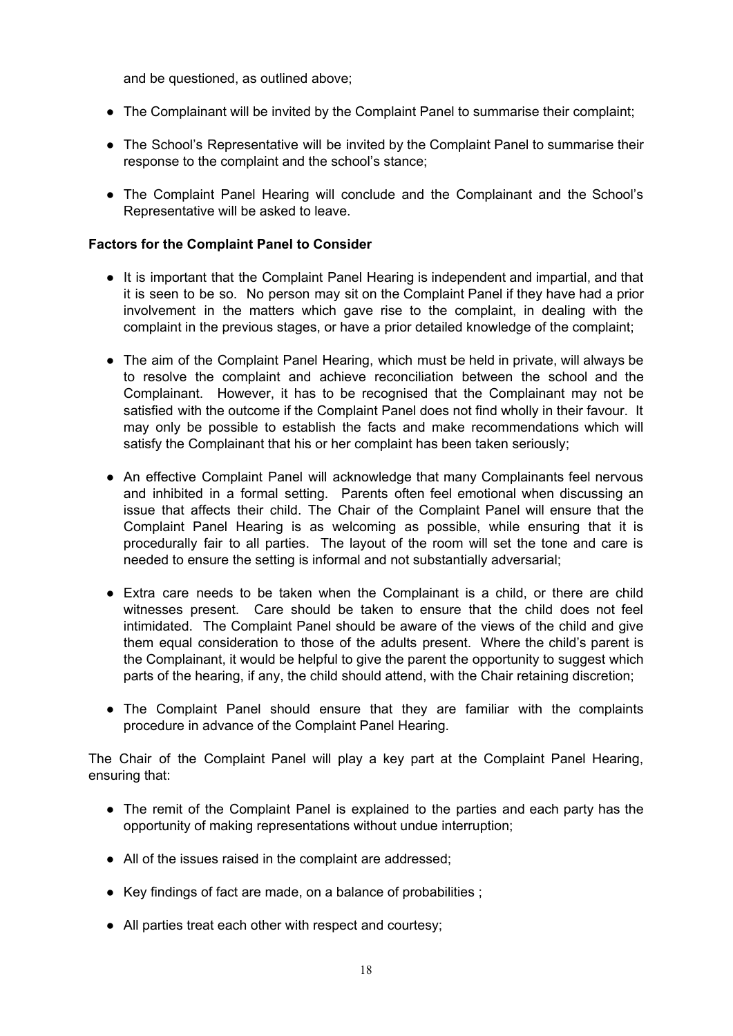and be questioned, as outlined above;

- The Complainant will be invited by the Complaint Panel to summarise their complaint;
- The School's Representative will be invited by the Complaint Panel to summarise their response to the complaint and the school's stance;
- The Complaint Panel Hearing will conclude and the Complainant and the School's Representative will be asked to leave.

**Factors for the Complaint Panel to Consider**

- It is important that the Complaint Panel Hearing is independent and impartial, and that it is seen to be so. No person may sit on the Complaint Panel if they have had a prior involvement in the matters which gave rise to the complaint, in dealing with the complaint in the previous stages, or have a prior detailed knowledge of the complaint;
- The aim of the Complaint Panel Hearing, which must be held in private, will always be to resolve the complaint and achieve reconciliation between the school and the Complainant. However, it has to be recognised that the Complainant may not be satisfied with the outcome if the Complaint Panel does not find wholly in their favour. It may only be possible to establish the facts and make recommendations which will satisfy the Complainant that his or her complaint has been taken seriously;
- An effective Complaint Panel will acknowledge that many Complainants feel nervous and inhibited in a formal setting. Parents often feel emotional when discussing an issue that affects their child. The Chair of the Complaint Panel will ensure that the Complaint Panel Hearing is as welcoming as possible, while ensuring that it is procedurally fair to all parties. The layout of the room will set the tone and care is needed to ensure the setting is informal and not substantially adversarial;
- Extra care needs to be taken when the Complainant is a child, or there are child witnesses present. Care should be taken to ensure that the child does not feel intimidated. The Complaint Panel should be aware of the views of the child and give them equal consideration to those of the adults present. Where the child's parent is the Complainant, it would be helpful to give the parent the opportunity to suggest which parts of the hearing, if any, the child should attend, with the Chair retaining discretion;
- The Complaint Panel should ensure that they are familiar with the complaints procedure in advance of the Complaint Panel Hearing.

The Chair of the Complaint Panel will play a key part at the Complaint Panel Hearing, ensuring that:

- The remit of the Complaint Panel is explained to the parties and each party has the opportunity of making representations without undue interruption;
- All of the issues raised in the complaint are addressed;
- Key findings of fact are made, on a balance of probabilities ;
- All parties treat each other with respect and courtesy;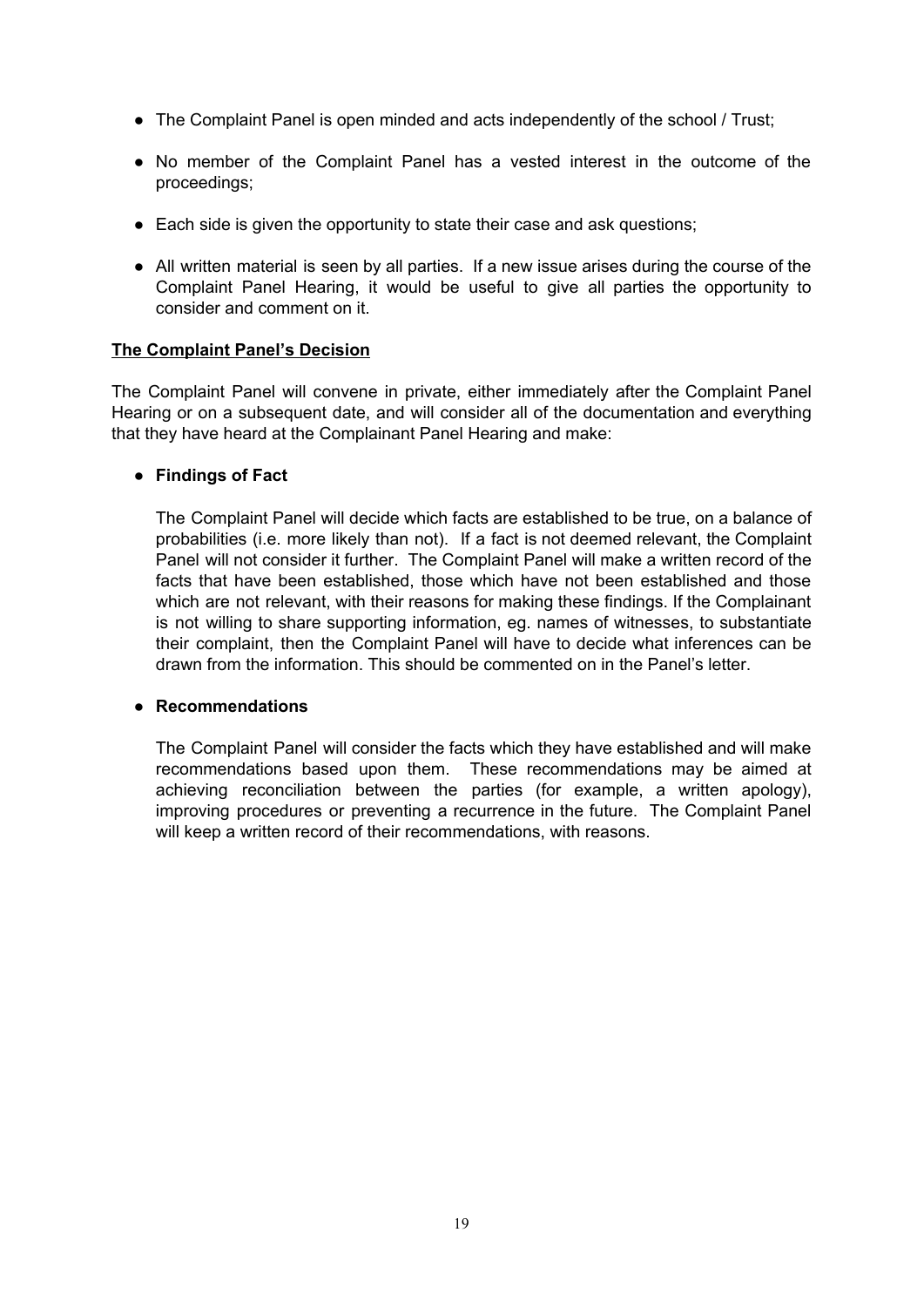- The Complaint Panel is open minded and acts independently of the school / Trust;
- No member of the Complaint Panel has a vested interest in the outcome of the proceedings;
- Each side is given the opportunity to state their case and ask questions;
- All written material is seen by all parties. If a new issue arises during the course of the Complaint Panel Hearing, it would be useful to give all parties the opportunity to consider and comment on it.

**The Complaint Panel's Decision**

The Complaint Panel will convene in private, either immediately after the Complaint Panel Hearing or on a subsequent date, and will consider all of the documentation and everything that they have heard at the Complainant Panel Hearing and make:

- **Findings of Fact**

  The Complaint Panel will decide which facts are established to be true, on a balance of probabilities (i.e. more likely than not). If a fact is not deemed relevant, the Complaint Panel will not consider it further. The Complaint Panel will make a written record of the facts that have been established, those which have not been established and those which are not relevant, with their reasons for making these findings. If the Complainant is not willing to share supporting information, eg. names of witnesses, to substantiate their complaint, then the Complaint Panel will have to decide what inferences can be drawn from the information. This should be commented on in the Panel's letter.

- **Recommendations**

  The Complaint Panel will consider the facts which they have established and will make recommendations based upon them. These recommendations may be aimed at achieving reconciliation between the parties (for example, a written apology), improving procedures or preventing a recurrence in the future. The Complaint Panel will keep a written record of their recommendations, with reasons.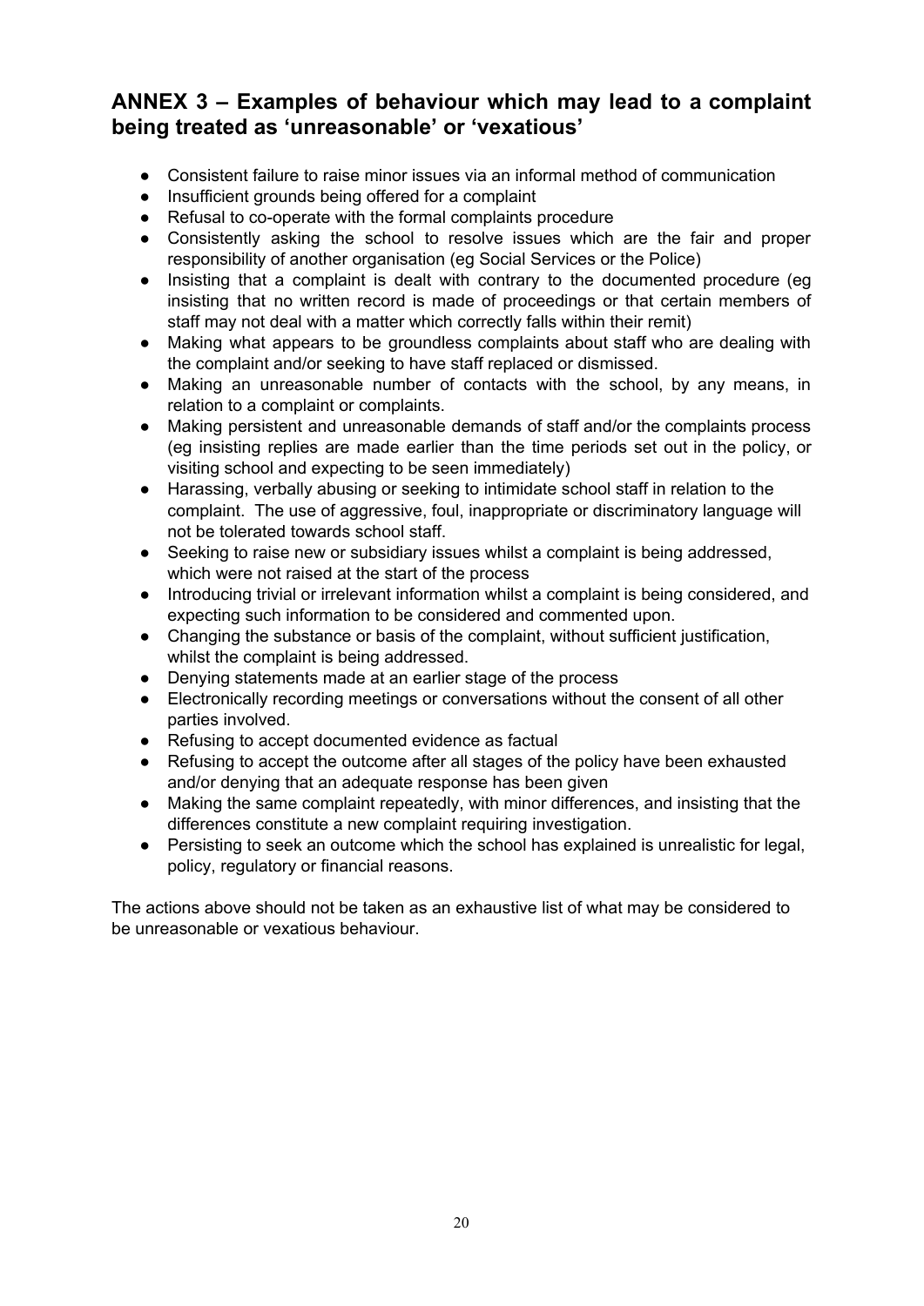## ANNEX 3 – Examples of behaviour which may lead to a complaint being treated as 'unreasonable' or 'vexatious'

- Consistent failure to raise minor issues via an informal method of communication
- Insufficient grounds being offered for a complaint
- Refusal to co-operate with the formal complaints procedure
- Consistently asking the school to resolve issues which are the fair and proper responsibility of another organisation (eg Social Services or the Police)
- Insisting that a complaint is dealt with contrary to the documented procedure (eg insisting that no written record is made of proceedings or that certain members of staff may not deal with a matter which correctly falls within their remit)
- Making what appears to be groundless complaints about staff who are dealing with the complaint and/or seeking to have staff replaced or dismissed.
- Making an unreasonable number of contacts with the school, by any means, in relation to a complaint or complaints.
- Making persistent and unreasonable demands of staff and/or the complaints process (eg insisting replies are made earlier than the time periods set out in the policy, or visiting school and expecting to be seen immediately)
- Harassing, verbally abusing or seeking to intimidate school staff in relation to the complaint. The use of aggressive, foul, inappropriate or discriminatory language will not be tolerated towards school staff.
- Seeking to raise new or subsidiary issues whilst a complaint is being addressed, which were not raised at the start of the process
- Introducing trivial or irrelevant information whilst a complaint is being considered, and expecting such information to be considered and commented upon.
- Changing the substance or basis of the complaint, without sufficient justification, whilst the complaint is being addressed.
- Denying statements made at an earlier stage of the process
- Electronically recording meetings or conversations without the consent of all other parties involved.
- Refusing to accept documented evidence as factual
- Refusing to accept the outcome after all stages of the policy have been exhausted and/or denying that an adequate response has been given
- Making the same complaint repeatedly, with minor differences, and insisting that the differences constitute a new complaint requiring investigation.
- Persisting to seek an outcome which the school has explained is unrealistic for legal, policy, regulatory or financial reasons.

The actions above should not be taken as an exhaustive list of what may be considered to be unreasonable or vexatious behaviour.